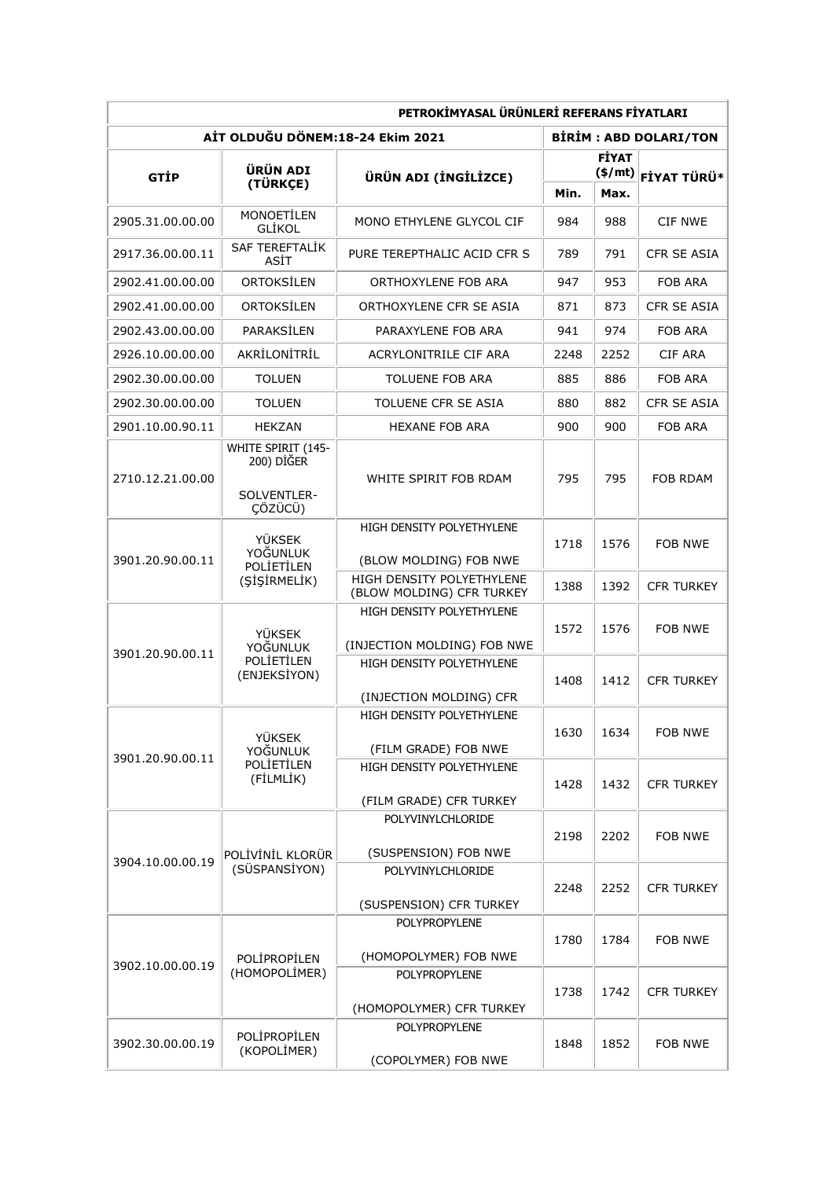| PETROKİMYASAL ÜRÜNLERİ REFERANS FİYATLARI | | | | | |
|---|---|---|---|---|---|
| AİT OLDUĞU DÖNEM:18-24 Ekim 2021 | | | BİRİM : ABD DOLARI/TON | | |
| GTİP | ÜRÜN ADI (TÜRKÇE) | ÜRÜN ADI (İNGİLİZCE) | FİYAT ($/mt) | | FİYAT TÜRÜ* |
| | | | Min. | Max. | |
| 2905.31.00.00.00 | MONOETİLEN GLİKOL | MONO ETHYLENE GLYCOL CIF | 984 | 988 | CIF NWE |
| 2917.36.00.00.11 | SAF TEREFTALİK ASİT | PURE TEREPTHALIC ACID CFR S | 789 | 791 | CFR SE ASIA |
| 2902.41.00.00.00 | ORTOKSİLEN | ORTHOXYLENE FOB ARA | 947 | 953 | FOB ARA |
| 2902.41.00.00.00 | ORTOKSİLEN | ORTHOXYLENE CFR SE ASIA | 871 | 873 | CFR SE ASIA |
| 2902.43.00.00.00 | PARAKSİLEN | PARAXYLENE FOB ARA | 941 | 974 | FOB ARA |
| 2926.10.00.00.00 | AKRİLONİTRİL | ACRYLONITRILE CIF ARA | 2248 | 2252 | CIF ARA |
| 2902.30.00.00.00 | TOLUEN | TOLUENE FOB ARA | 885 | 886 | FOB ARA |
| 2902.30.00.00.00 | TOLUEN | TOLUENE CFR SE ASIA | 880 | 882 | CFR SE ASIA |
| 2901.10.00.90.11 | HEKZAN | HEXANE FOB ARA | 900 | 900 | FOB ARA |
| 2710.12.21.00.00 | WHITE SPIRIT (145-200) DİĞER SOLVENTLER-ÇÖZÜCÜ) | WHITE SPIRIT FOB RDAM | 795 | 795 | FOB RDAM |
| 3901.20.90.00.11 | YÜKSEK YOĞUNLUK POLİETİLEN (ŞİŞİRMELİK) | HIGH DENSITY POLYETHYLENE (BLOW MOLDING) FOB NWE | 1718 | 1576 | FOB NWE |
| | | HIGH DENSITY POLYETHYLENE (BLOW MOLDING) CFR TURKEY | 1388 | 1392 | CFR TURKEY |
| 3901.20.90.00.11 | YÜKSEK YOĞUNLUK POLİETİLEN (ENJEKSİYON) | HIGH DENSITY POLYETHYLENE (INJECTION MOLDING) FOB NWE | 1572 | 1576 | FOB NWE |
| | | HIGH DENSITY POLYETHYLENE (INJECTION MOLDING) CFR | 1408 | 1412 | CFR TURKEY |
| 3901.20.90.00.11 | YÜKSEK YOĞUNLUK POLİETİLEN (FİLMLİK) | HIGH DENSITY POLYETHYLENE (FILM GRADE) FOB NWE | 1630 | 1634 | FOB NWE |
| | | HIGH DENSITY POLYETHYLENE (FILM GRADE) CFR TURKEY | 1428 | 1432 | CFR TURKEY |
| 3904.10.00.00.19 | POLİVİNİL KLORÜR (SÜSPANSİYON) | POLYVINYLCHLORIDE (SUSPENSION) FOB NWE | 2198 | 2202 | FOB NWE |
| | | POLYVINYLCHLORIDE (SUSPENSION) CFR TURKEY | 2248 | 2252 | CFR TURKEY |
| 3902.10.00.00.19 | POLİPROPİLEN (HOMOPOLİMER) | POLYPROPYLENE (HOMOPOLYMER) FOB NWE | 1780 | 1784 | FOB NWE |
| | | POLYPROPYLENE (HOMOPOLYMER) CFR TURKEY | 1738 | 1742 | CFR TURKEY |
| 3902.30.00.00.19 | POLİPROPİLEN (KOPOLİMER) | POLYPROPYLENE (COPOLYMER) FOB NWE | 1848 | 1852 | FOB NWE |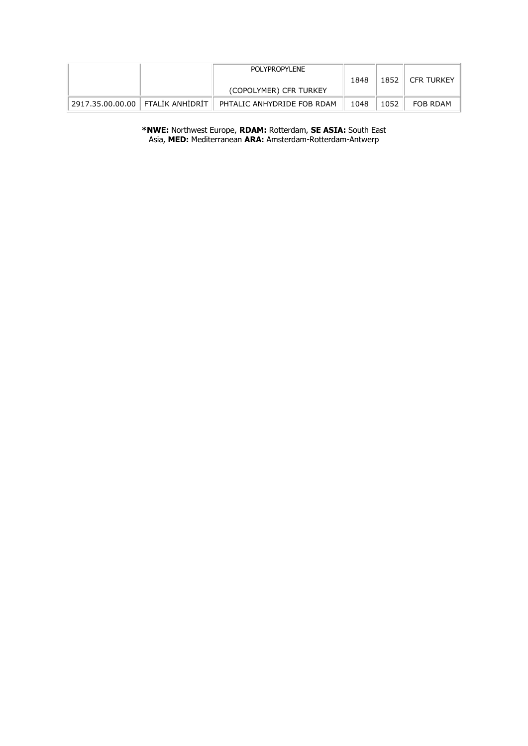| | | | | | |
|---|---|---|---|---|---|
| | | POLYPROPYLENE (COPOLYMER) CFR TURKEY | 1848 | 1852 | CFR TURKEY |
| 2917.35.00.00 | FTALİK ANHİDRİT | PHTALIC ANHYDRIDE FOB RDAM | 1048 | 1052 | FOB RDAM |

***NWE:** Northwest Europe, **RDAM:** Rotterdam, **SE ASIA:** South East Asia, **MED:** Mediterranean **ARA:** Amsterdam-Rotterdam-Antwerp